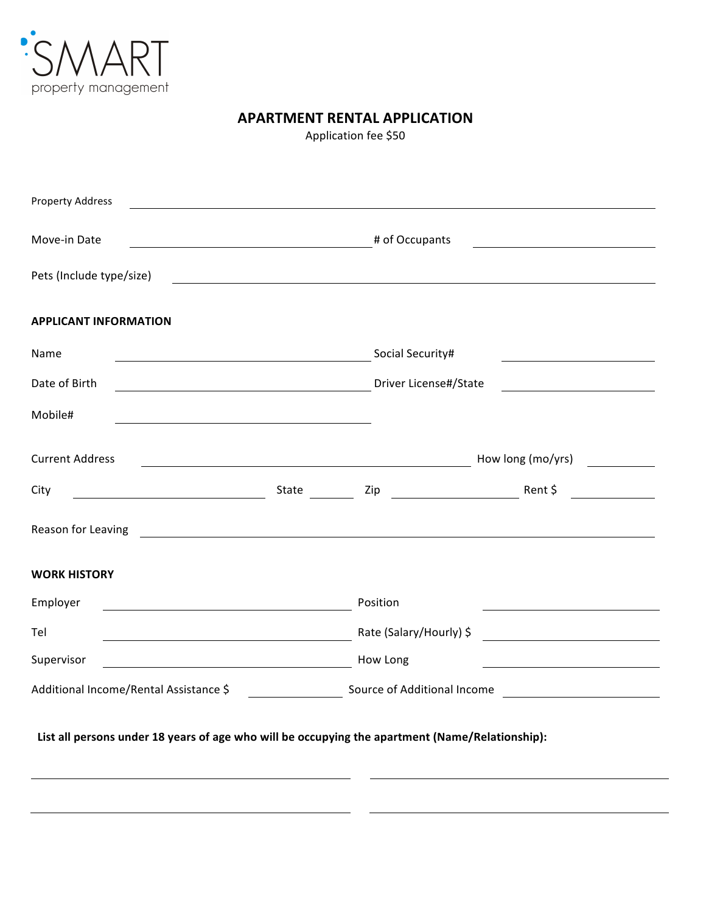SMART
property management

# APARTMENT RENTAL APPLICATION

Application fee $50

Property Address ______________________________________________

Move-in Date ______________________ # of Occupants ______________

Pets (Include type/size) ______________________________________

## APPLICANT INFORMATION

Name ______________________ Social Security# ______________

Date of Birth ______________________ Driver License#/State ______________

Mobile# ______________________

Current Address ______________________________ How long (mo/yrs) ________

City ______________ State ______ Zip ______________ Rent $ ________

Reason for Leaving ______________________________________________

## WORK HISTORY

Employer ______________________ Position ______________

Tel ______________________ Rate (Salary/Hourly) $ ______________

Supervisor ______________________ How Long ______________

Additional Income/Rental Assistance $ ________ Source of Additional Income ______________

**List all persons under 18 years of age who will be occupying the apartment (Name/Relationship):**

______________________________ ______________________________

______________________________ ______________________________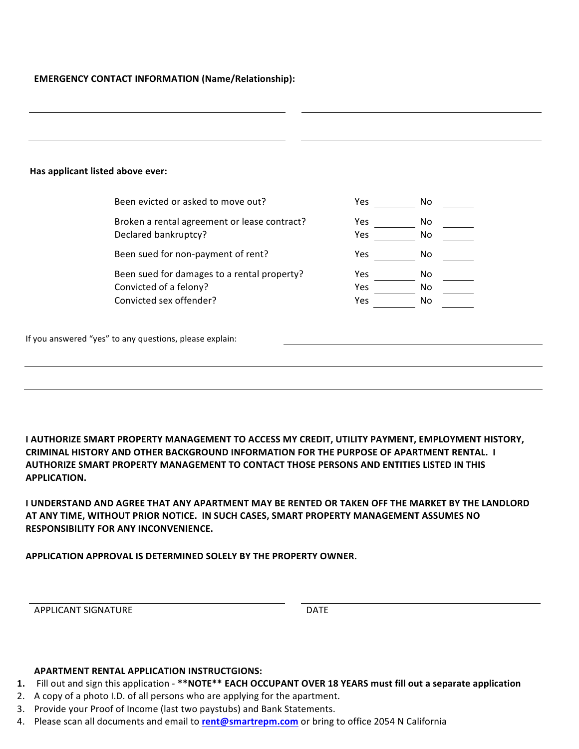**EMERGENCY CONTACT INFORMATION (Name/Relationship):**

______________________________ ______________________________

______________________________ ______________________________

**Has applicant listed above ever:**

| | | |
|---|---|---|
| Been evicted or asked to move out? | Yes ______ | No ______ |
| Broken a rental agreement or lease contract? | Yes ______ | No ______ |
| Declared bankruptcy? | Yes ______ | No ______ |
| Been sued for non-payment of rent? | Yes ______ | No ______ |
| Been sued for damages to a rental property? | Yes ______ | No ______ |
| Convicted of a felony? | Yes ______ | No ______ |
| Convicted sex offender? | Yes ______ | No ______ |

If you answered "yes" to any questions, please explain: ______________________________

______________________________

______________________________

**I AUTHORIZE SMART PROPERTY MANAGEMENT TO ACCESS MY CREDIT, UTILITY PAYMENT, EMPLOYMENT HISTORY, CRIMINAL HISTORY AND OTHER BACKGROUND INFORMATION FOR THE PURPOSE OF APARTMENT RENTAL. I AUTHORIZE SMART PROPERTY MANAGEMENT TO CONTACT THOSE PERSONS AND ENTITIES LISTED IN THIS APPLICATION.**

**I UNDERSTAND AND AGREE THAT ANY APARTMENT MAY BE RENTED OR TAKEN OFF THE MARKET BY THE LANDLORD AT ANY TIME, WITHOUT PRIOR NOTICE. IN SUCH CASES, SMART PROPERTY MANAGEMENT ASSUMES NO RESPONSIBILITY FOR ANY INCONVENIENCE.**

**APPLICATION APPROVAL IS DETERMINED SOLELY BY THE PROPERTY OWNER.**

______________________________ ______________________________

APPLICANT SIGNATURE DATE

**APARTMENT RENTAL APPLICATION INSTRUCTGIONS:**

1. Fill out and sign this application - **NOTE EACH OCCUPANT OVER 18 YEARS must fill out a separate application**
2. A copy of a photo I.D. of all persons who are applying for the apartment.
3. Provide your Proof of Income (last two paystubs) and Bank Statements.
4. Please scan all documents and email to **rent@smartrepm.com** or bring to office 2054 N California